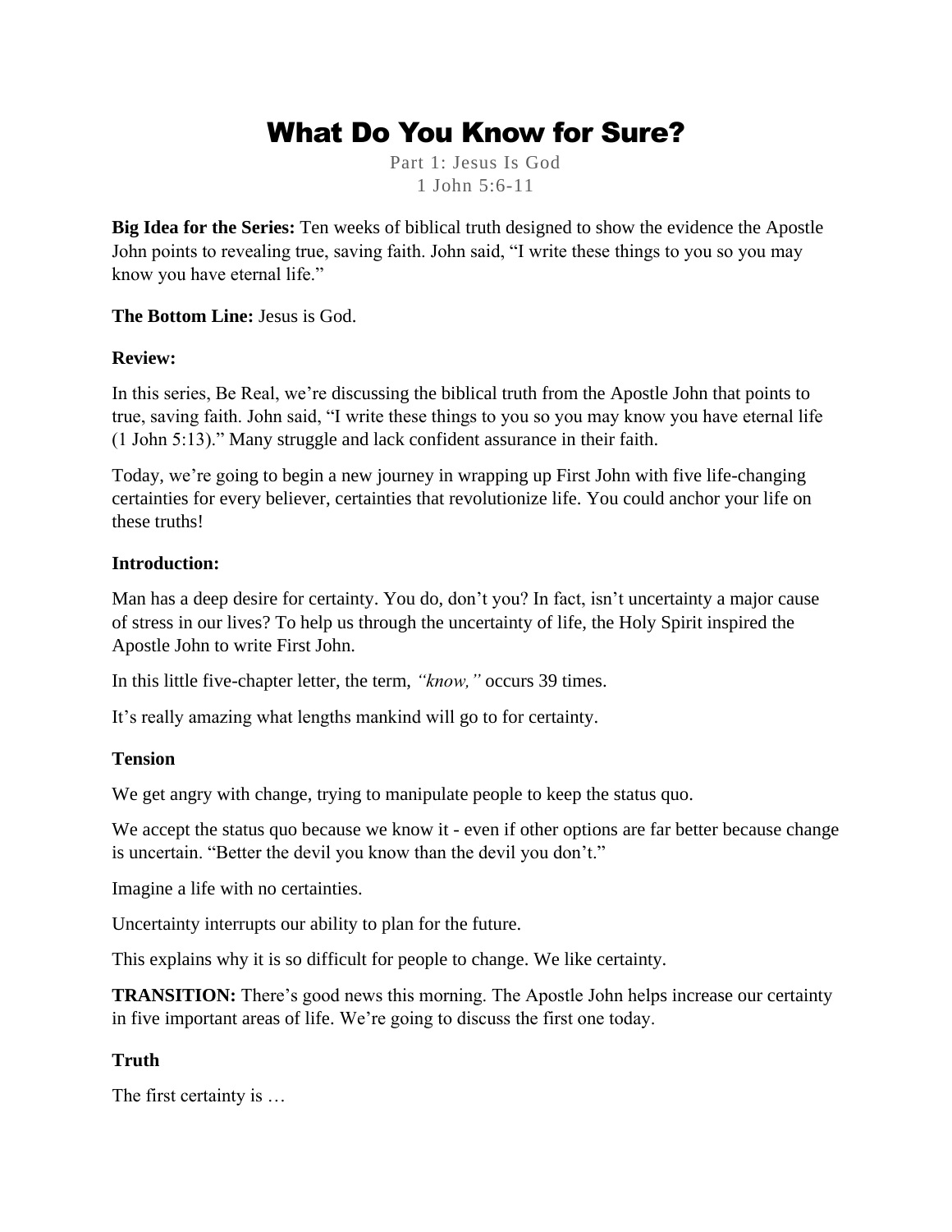# What Do You Know for Sure?

Part 1: Jesus Is God
1 John 5:6-11

**Big Idea for the Series:** Ten weeks of biblical truth designed to show the evidence the Apostle John points to revealing true, saving faith. John said, "I write these things to you so you may know you have eternal life."

**The Bottom Line:** Jesus is God.

**Review:**

In this series, Be Real, we're discussing the biblical truth from the Apostle John that points to true, saving faith. John said, "I write these things to you so you may know you have eternal life (1 John 5:13)." Many struggle and lack confident assurance in their faith.

Today, we're going to begin a new journey in wrapping up First John with five life-changing certainties for every believer, certainties that revolutionize life. You could anchor your life on these truths!

**Introduction:**

Man has a deep desire for certainty. You do, don't you? In fact, isn't uncertainty a major cause of stress in our lives? To help us through the uncertainty of life, the Holy Spirit inspired the Apostle John to write First John.

In this little five-chapter letter, the term, *"know,"* occurs 39 times.

It's really amazing what lengths mankind will go to for certainty.

**Tension**

We get angry with change, trying to manipulate people to keep the status quo.

We accept the status quo because we know it - even if other options are far better because change is uncertain. "Better the devil you know than the devil you don't."

Imagine a life with no certainties.

Uncertainty interrupts our ability to plan for the future.

This explains why it is so difficult for people to change. We like certainty.

**TRANSITION:** There's good news this morning. The Apostle John helps increase our certainty in five important areas of life. We're going to discuss the first one today.

**Truth**

The first certainty is …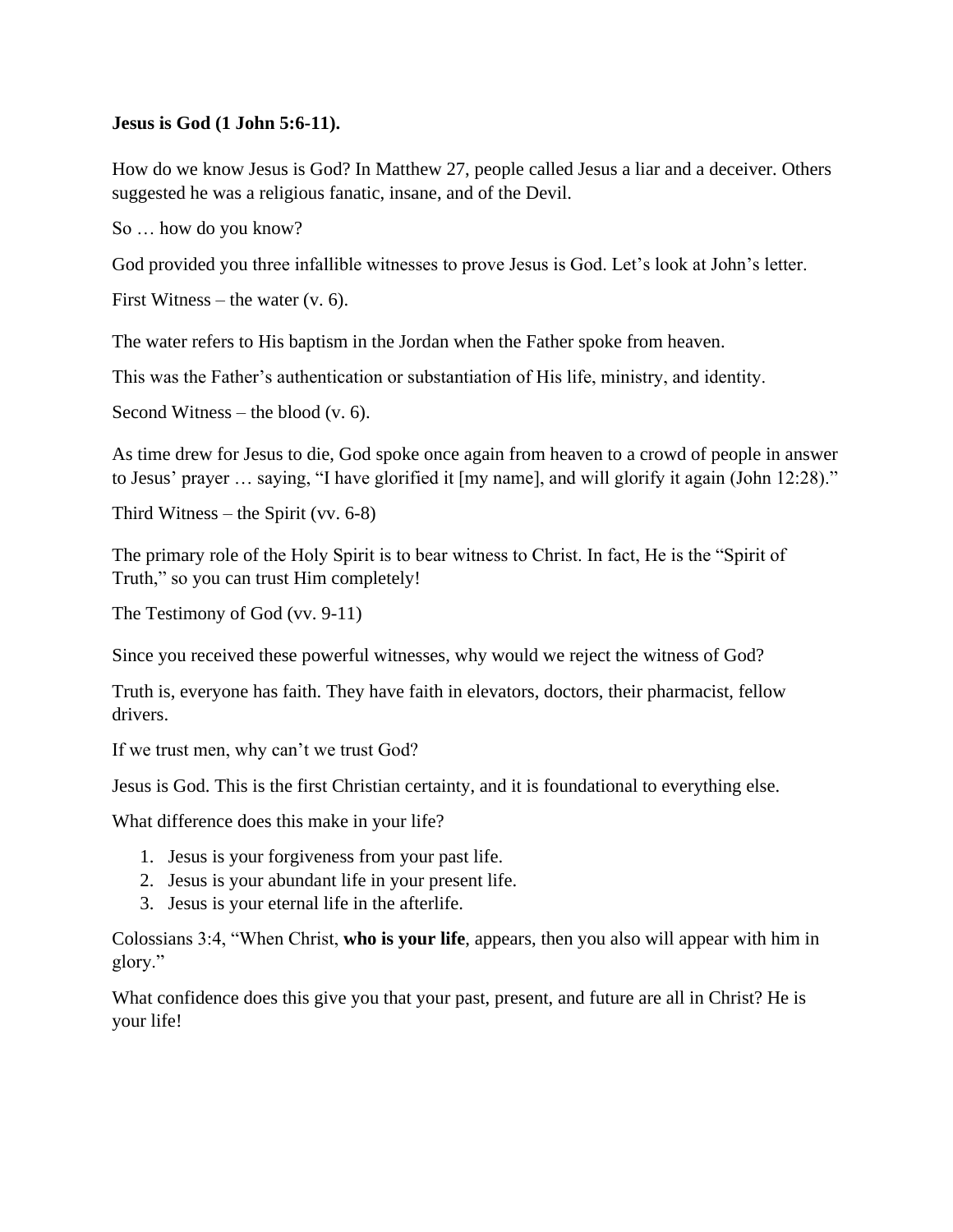**Jesus is God (1 John 5:6-11).**

How do we know Jesus is God? In Matthew 27, people called Jesus a liar and a deceiver. Others suggested he was a religious fanatic, insane, and of the Devil.

So … how do you know?

God provided you three infallible witnesses to prove Jesus is God. Let's look at John's letter.

First Witness – the water (v. 6).

The water refers to His baptism in the Jordan when the Father spoke from heaven.

This was the Father's authentication or substantiation of His life, ministry, and identity.

Second Witness – the blood (v. 6).

As time drew for Jesus to die, God spoke once again from heaven to a crowd of people in answer to Jesus' prayer … saying, "I have glorified it [my name], and will glorify it again (John 12:28)."

Third Witness – the Spirit (vv. 6-8)

The primary role of the Holy Spirit is to bear witness to Christ. In fact, He is the "Spirit of Truth," so you can trust Him completely!

The Testimony of God (vv. 9-11)

Since you received these powerful witnesses, why would we reject the witness of God?

Truth is, everyone has faith. They have faith in elevators, doctors, their pharmacist, fellow drivers.

If we trust men, why can't we trust God?

Jesus is God. This is the first Christian certainty, and it is foundational to everything else.

What difference does this make in your life?

1. Jesus is your forgiveness from your past life.
2. Jesus is your abundant life in your present life.
3. Jesus is your eternal life in the afterlife.

Colossians 3:4, "When Christ, **who is your life**, appears, then you also will appear with him in glory."

What confidence does this give you that your past, present, and future are all in Christ? He is your life!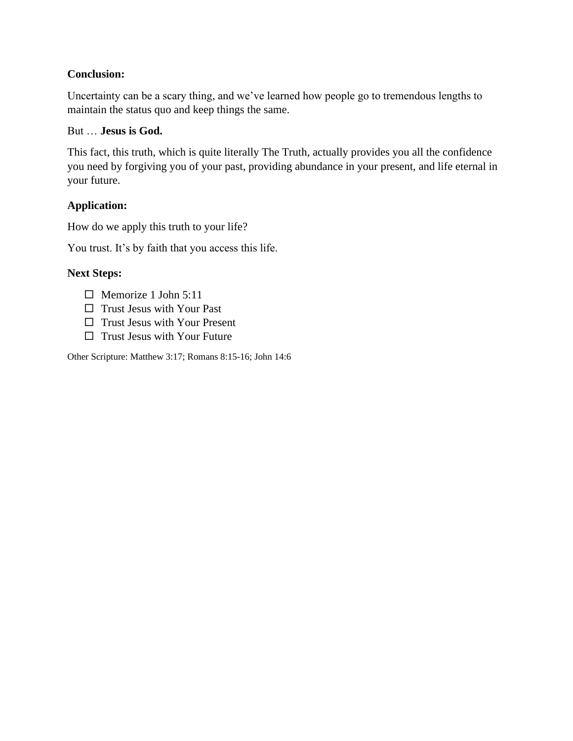**Conclusion:**

Uncertainty can be a scary thing, and we've learned how people go to tremendous lengths to maintain the status quo and keep things the same.

But … **Jesus is God.**

This fact, this truth, which is quite literally The Truth, actually provides you all the confidence you need by forgiving you of your past, providing abundance in your present, and life eternal in your future.

**Application:**

How do we apply this truth to your life?

You trust. It's by faith that you access this life.

**Next Steps:**

- ☐ Memorize 1 John 5:11
- ☐ Trust Jesus with Your Past
- ☐ Trust Jesus with Your Present
- ☐ Trust Jesus with Your Future

Other Scripture: Matthew 3:17; Romans 8:15-16; John 14:6